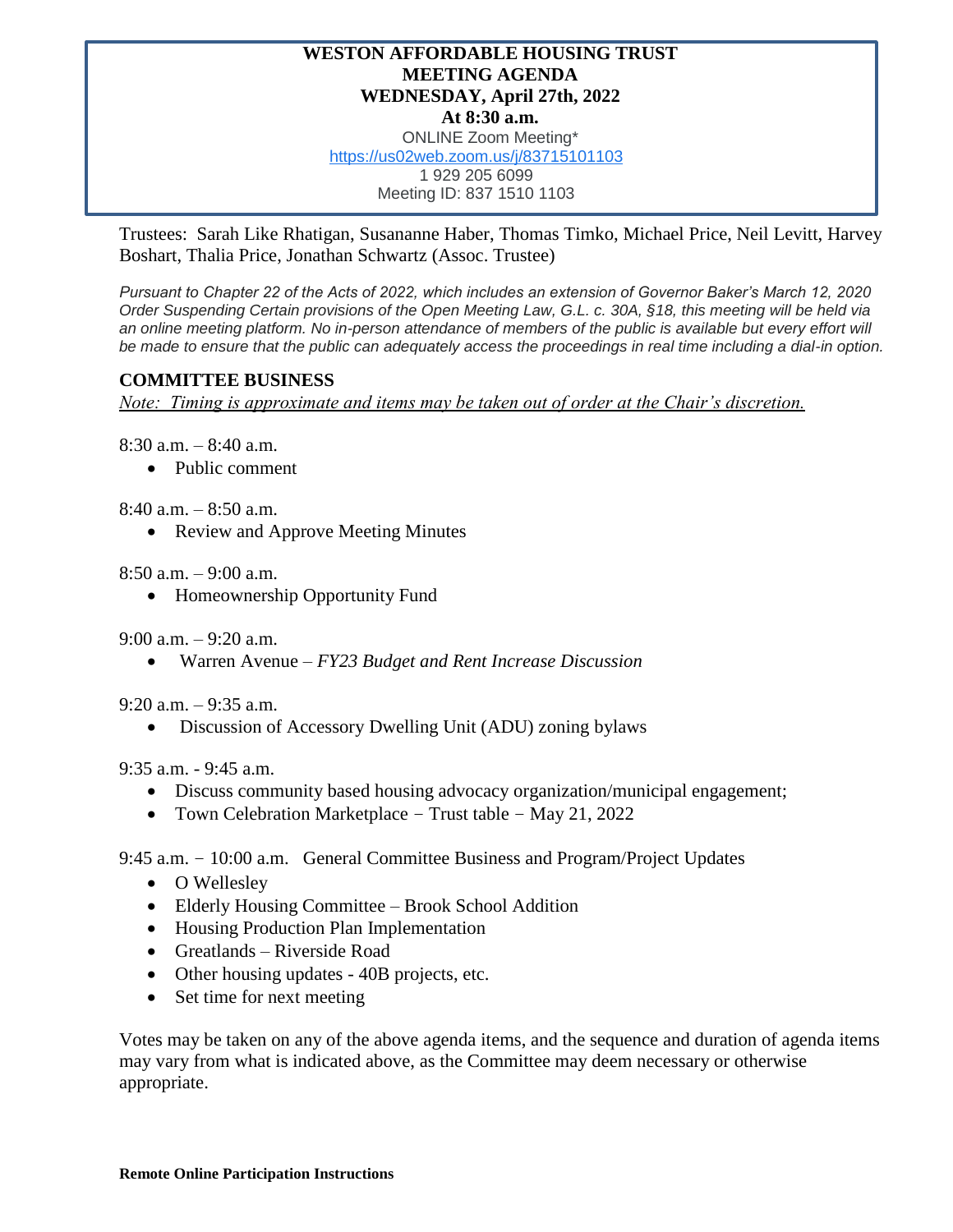# WESTON AFFORDABLE HOUSING TRUST
## MEETING AGENDA
## WEDNESDAY, April 27th, 2022
## At 8:30 a.m.

ONLINE Zoom Meeting*
https://us02web.zoom.us/j/83715101103
1 929 205 6099
Meeting ID: 837 1510 1103

Trustees: Sarah Like Rhatigan, Susananne Haber, Thomas Timko, Michael Price, Neil Levitt, Harvey Boshart, Thalia Price, Jonathan Schwartz (Assoc. Trustee)

*Pursuant to Chapter 22 of the Acts of 2022, which includes an extension of Governor Baker's March 12, 2020 Order Suspending Certain provisions of the Open Meeting Law, G.L. c. 30A, §18, this meeting will be held via an online meeting platform. No in-person attendance of members of the public is available but every effort will be made to ensure that the public can adequately access the proceedings in real time including a dial-in option.*

### COMMITTEE BUSINESS

*Note: Timing is approximate and items may be taken out of order at the Chair's discretion.*

8:30 a.m. – 8:40 a.m.

- Public comment

8:40 a.m. – 8:50 a.m.

- Review and Approve Meeting Minutes

8:50 a.m. – 9:00 a.m.

- Homeownership Opportunity Fund

9:00 a.m. – 9:20 a.m.

- Warren Avenue – *FY23 Budget and Rent Increase Discussion*

9:20 a.m. – 9:35 a.m.

- Discussion of Accessory Dwelling Unit (ADU) zoning bylaws

9:35 a.m. - 9:45 a.m.

- Discuss community based housing advocacy organization/municipal engagement;
- Town Celebration Marketplace − Trust table − May 21, 2022

9:45 a.m. − 10:00 a.m. General Committee Business and Program/Project Updates

- O Wellesley
- Elderly Housing Committee – Brook School Addition
- Housing Production Plan Implementation
- Greatlands – Riverside Road
- Other housing updates - 40B projects, etc.
- Set time for next meeting

Votes may be taken on any of the above agenda items, and the sequence and duration of agenda items may vary from what is indicated above, as the Committee may deem necessary or otherwise appropriate.

**Remote Online Participation Instructions**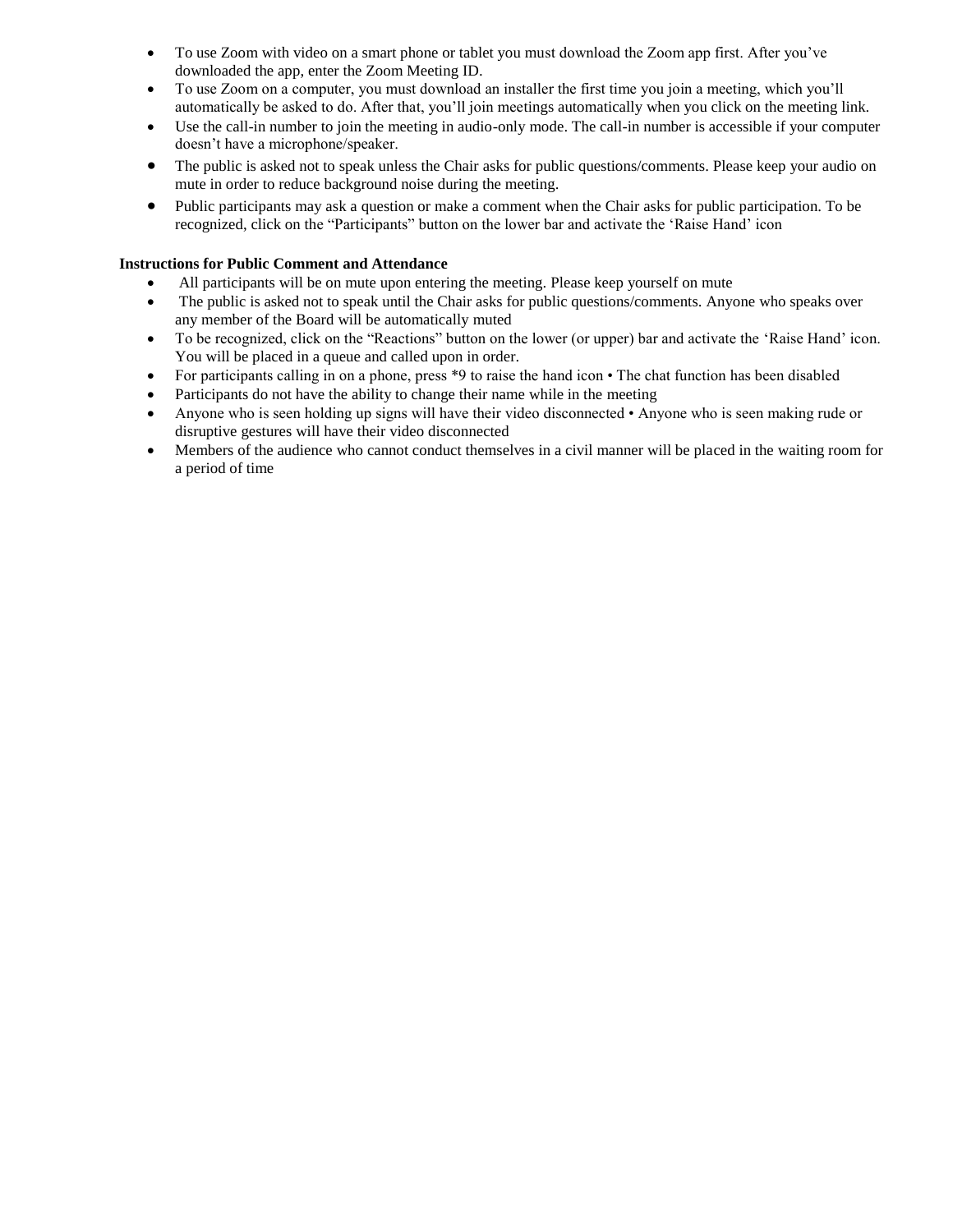- To use Zoom with video on a smart phone or tablet you must download the Zoom app first. After you've downloaded the app, enter the Zoom Meeting ID.
- To use Zoom on a computer, you must download an installer the first time you join a meeting, which you'll automatically be asked to do. After that, you'll join meetings automatically when you click on the meeting link.
- Use the call-in number to join the meeting in audio-only mode. The call-in number is accessible if your computer doesn't have a microphone/speaker.
- The public is asked not to speak unless the Chair asks for public questions/comments. Please keep your audio on mute in order to reduce background noise during the meeting.
- Public participants may ask a question or make a comment when the Chair asks for public participation. To be recognized, click on the "Participants" button on the lower bar and activate the 'Raise Hand' icon

**Instructions for Public Comment and Attendance**

- All participants will be on mute upon entering the meeting. Please keep yourself on mute
- The public is asked not to speak until the Chair asks for public questions/comments. Anyone who speaks over any member of the Board will be automatically muted
- To be recognized, click on the "Reactions" button on the lower (or upper) bar and activate the 'Raise Hand' icon. You will be placed in a queue and called upon in order.
- For participants calling in on a phone, press *9 to raise the hand icon • The chat function has been disabled
- Participants do not have the ability to change their name while in the meeting
- Anyone who is seen holding up signs will have their video disconnected • Anyone who is seen making rude or disruptive gestures will have their video disconnected
- Members of the audience who cannot conduct themselves in a civil manner will be placed in the waiting room for a period of time